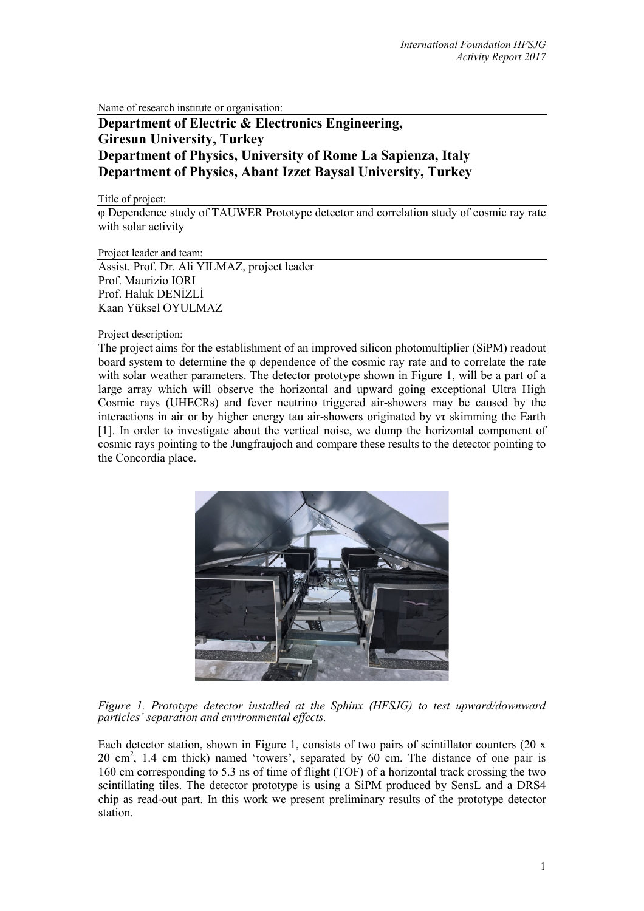Name of research institute or organisation:

**Department of Electric & Electronics Engineering, Giresun University, Turkey**
**Department of Physics, University of Rome La Sapienza, Italy**
**Department of Physics, Abant Izzet Baysal University, Turkey**

Title of project:

φ Dependence study of TAUWER Prototype detector and correlation study of cosmic ray rate with solar activity

Project leader and team:

Assist. Prof. Dr. Ali YILMAZ, project leader
Prof. Maurizio IORI
Prof. Haluk DENİZLİ
Kaan Yüksel OYULMAZ

Project description:

The project aims for the establishment of an improved silicon photomultiplier (SiPM) readout board system to determine the φ dependence of the cosmic ray rate and to correlate the rate with solar weather parameters. The detector prototype shown in Figure 1, will be a part of a large array which will observe the horizontal and upward going exceptional Ultra High Cosmic rays (UHECRs) and fever neutrino triggered air-showers may be caused by the interactions in air or by higher energy tau air-showers originated by $\nu\tau$ skimming the Earth [1]. In order to investigate about the vertical noise, we dump the horizontal component of cosmic rays pointing to the Jungfraujoch and compare these results to the detector pointing to the Concordia place.

*Figure 1. Prototype detector installed at the Sphinx (HFSJG) to test upward/downward particles' separation and environmental effects.*

Each detector station, shown in Figure 1, consists of two pairs of scintillator counters (20 x 20 cm$^2$, 1.4 cm thick) named 'towers', separated by 60 cm. The distance of one pair is 160 cm corresponding to 5.3 ns of time of flight (TOF) of a horizontal track crossing the two scintillating tiles. The detector prototype is using a SiPM produced by SensL and a DRS4 chip as read-out part. In this work we present preliminary results of the prototype detector station.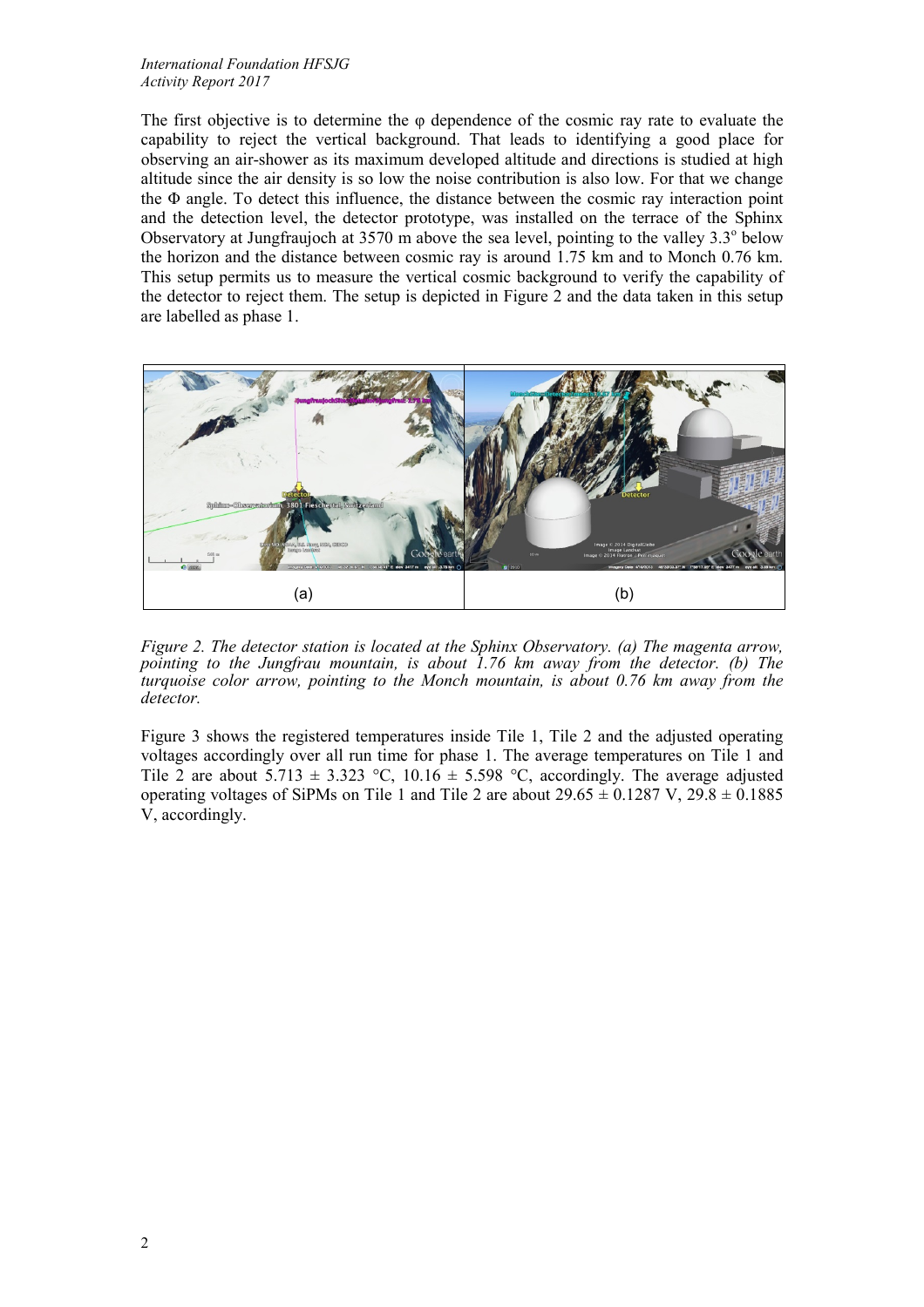The first objective is to determine the φ dependence of the cosmic ray rate to evaluate the capability to reject the vertical background. That leads to identifying a good place for observing an air-shower as its maximum developed altitude and directions is studied at high altitude since the air density is so low the noise contribution is also low. For that we change the Φ angle. To detect this influence, the distance between the cosmic ray interaction point and the detection level, the detector prototype, was installed on the terrace of the Sphinx Observatory at Jungfraujoch at 3570 m above the sea level, pointing to the valley 3.3° below the horizon and the distance between cosmic ray is around 1.75 km and to Monch 0.76 km. This setup permits us to measure the vertical cosmic background to verify the capability of the detector to reject them. The setup is depicted in Figure 2 and the data taken in this setup are labelled as phase 1.

(a) (b)

*Figure 2. The detector station is located at the Sphinx Observatory. (a) The magenta arrow, pointing to the Jungfrau mountain, is about 1.76 km away from the detector. (b) The turquoise color arrow, pointing to the Monch mountain, is about 0.76 km away from the detector.*

Figure 3 shows the registered temperatures inside Tile 1, Tile 2 and the adjusted operating voltages accordingly over all run time for phase 1. The average temperatures on Tile 1 and Tile 2 are about 5.713 ± 3.323 °C, 10.16 ± 5.598 °C, accordingly. The average adjusted operating voltages of SiPMs on Tile 1 and Tile 2 are about 29.65 ± 0.1287 V, 29.8 ± 0.1885 V, accordingly.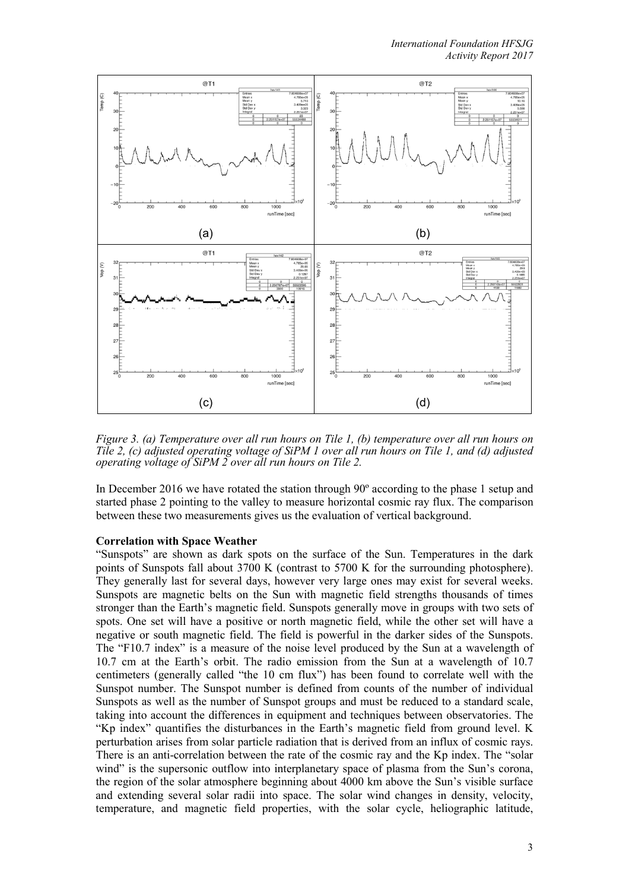*Figure 3. (a) Temperature over all run hours on Tile 1, (b) temperature over all run hours on Tile 2, (c) adjusted operating voltage of SiPM 1 over all run hours on Tile 1, and (d) adjusted operating voltage of SiPM 2 over all run hours on Tile 2.*

In December 2016 we have rotated the station through 90º according to the phase 1 setup and started phase 2 pointing to the valley to measure horizontal cosmic ray flux. The comparison between these two measurements gives us the evaluation of vertical background.

**Correlation with Space Weather**

"Sunspots" are shown as dark spots on the surface of the Sun. Temperatures in the dark points of Sunspots fall about 3700 K (contrast to 5700 K for the surrounding photosphere). They generally last for several days, however very large ones may exist for several weeks. Sunspots are magnetic belts on the Sun with magnetic field strengths thousands of times stronger than the Earth's magnetic field. Sunspots generally move in groups with two sets of spots. One set will have a positive or north magnetic field, while the other set will have a negative or south magnetic field. The field is powerful in the darker sides of the Sunspots. The "F10.7 index" is a measure of the noise level produced by the Sun at a wavelength of 10.7 cm at the Earth's orbit. The radio emission from the Sun at a wavelength of 10.7 centimeters (generally called "the 10 cm flux") has been found to correlate well with the Sunspot number. The Sunspot number is defined from counts of the number of individual Sunspots as well as the number of Sunspot groups and must be reduced to a standard scale, taking into account the differences in equipment and techniques between observatories. The "Kp index" quantifies the disturbances in the Earth's magnetic field from ground level. K perturbation arises from solar particle radiation that is derived from an influx of cosmic rays. There is an anti-correlation between the rate of the cosmic ray and the Kp index. The "solar wind" is the supersonic outflow into interplanetary space of plasma from the Sun's corona, the region of the solar atmosphere beginning about 4000 km above the Sun's visible surface and extending several solar radii into space. The solar wind changes in density, velocity, temperature, and magnetic field properties, with the solar cycle, heliographic latitude,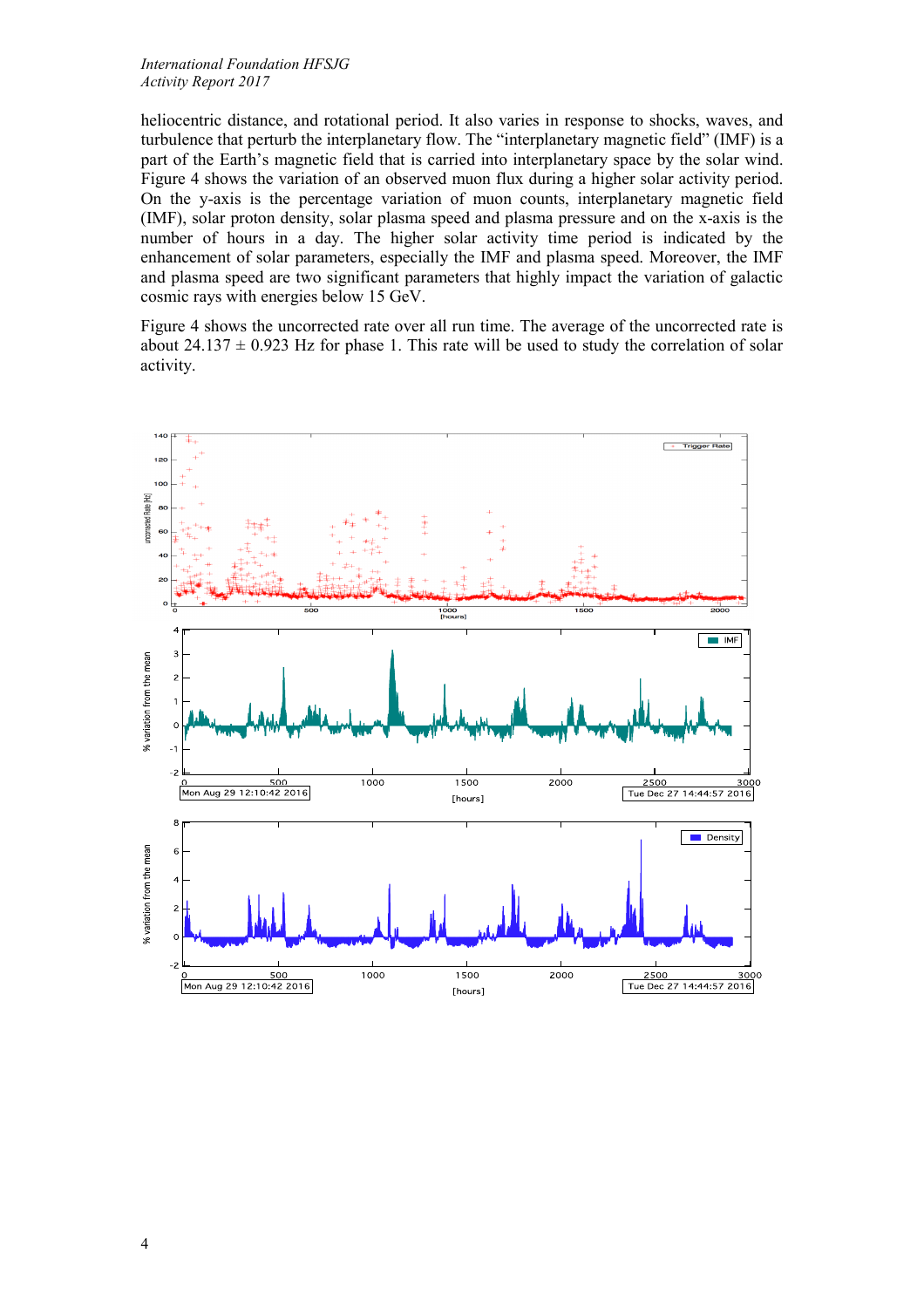heliocentric distance, and rotational period. It also varies in response to shocks, waves, and turbulence that perturb the interplanetary flow. The "interplanetary magnetic field" (IMF) is a part of the Earth's magnetic field that is carried into interplanetary space by the solar wind. Figure 4 shows the variation of an observed muon flux during a higher solar activity period. On the y-axis is the percentage variation of muon counts, interplanetary magnetic field (IMF), solar proton density, solar plasma speed and plasma pressure and on the x-axis is the number of hours in a day. The higher solar activity time period is indicated by the enhancement of solar parameters, especially the IMF and plasma speed. Moreover, the IMF and plasma speed are two significant parameters that highly impact the variation of galactic cosmic rays with energies below 15 GeV.

Figure 4 shows the uncorrected rate over all run time. The average of the uncorrected rate is about $24.137 \pm 0.923$ Hz for phase 1. This rate will be used to study the correlation of solar activity.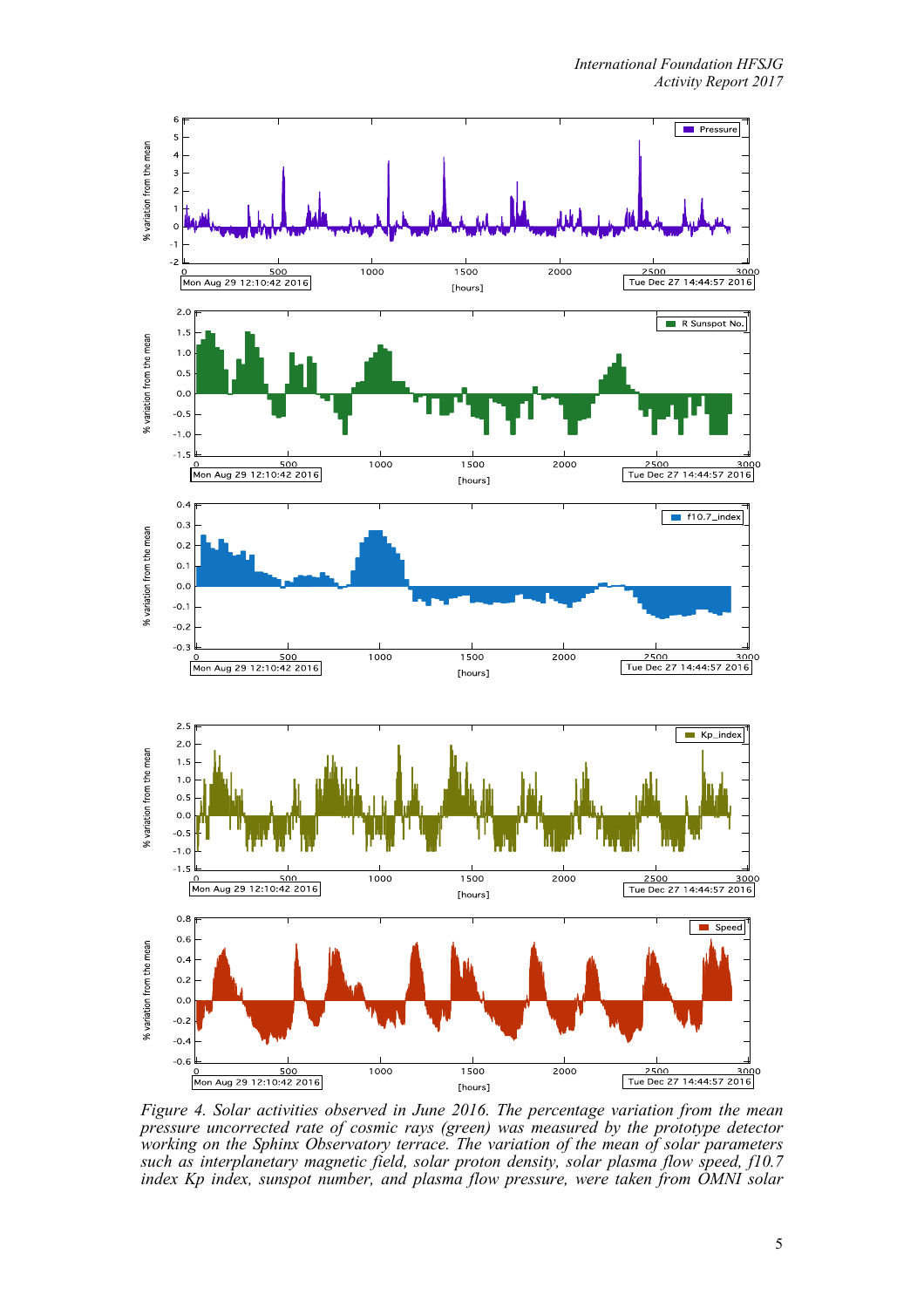*Figure 4. Solar activities observed in June 2016. The percentage variation from the mean pressure uncorrected rate of cosmic rays (green) was measured by the prototype detector working on the Sphinx Observatory terrace. The variation of the mean of solar parameters such as interplanetary magnetic field, solar proton density, solar plasma flow speed, f10.7 index Kp index, sunspot number, and plasma flow pressure, were taken from OMNI solar*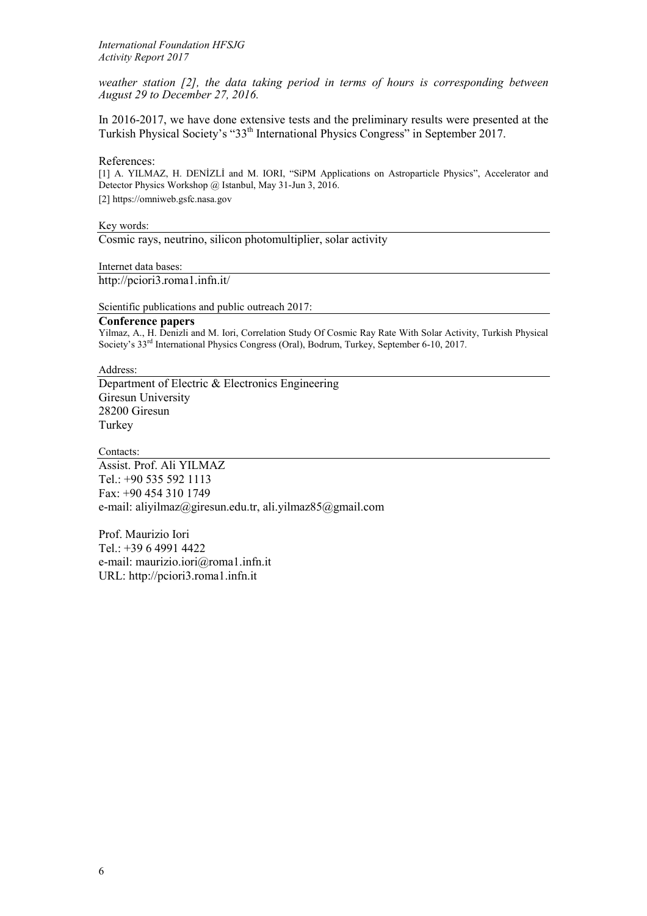*weather station [2], the data taking period in terms of hours is corresponding between August 29 to December 27, 2016.*

In 2016-2017, we have done extensive tests and the preliminary results were presented at the Turkish Physical Society's "33th International Physics Congress" in September 2017.

References:

[1] A. YILMAZ, H. DENİZLİ and M. IORI, "SiPM Applications on Astroparticle Physics", Accelerator and Detector Physics Workshop @ Istanbul, May 31-Jun 3, 2016.

[2] https://omniweb.gsfc.nasa.gov

Key words:

Cosmic rays, neutrino, silicon photomultiplier, solar activity

Internet data bases:

http://pciori3.roma1.infn.it/

Scientific publications and public outreach 2017:

**Conference papers**

Yilmaz, A., H. Denizli and M. Iori, Correlation Study Of Cosmic Ray Rate With Solar Activity, Turkish Physical Society's 33rd International Physics Congress (Oral), Bodrum, Turkey, September 6-10, 2017.

Address:

Department of Electric & Electronics Engineering
Giresun University
28200 Giresun
Turkey

Contacts:

Assist. Prof. Ali YILMAZ
Tel.: +90 535 592 1113
Fax: +90 454 310 1749
e-mail: aliyilmaz@giresun.edu.tr, ali.yilmaz85@gmail.com

Prof. Maurizio Iori
Tel.: +39 6 4991 4422
e-mail: maurizio.iori@roma1.infn.it
URL: http://pciori3.roma1.infn.it